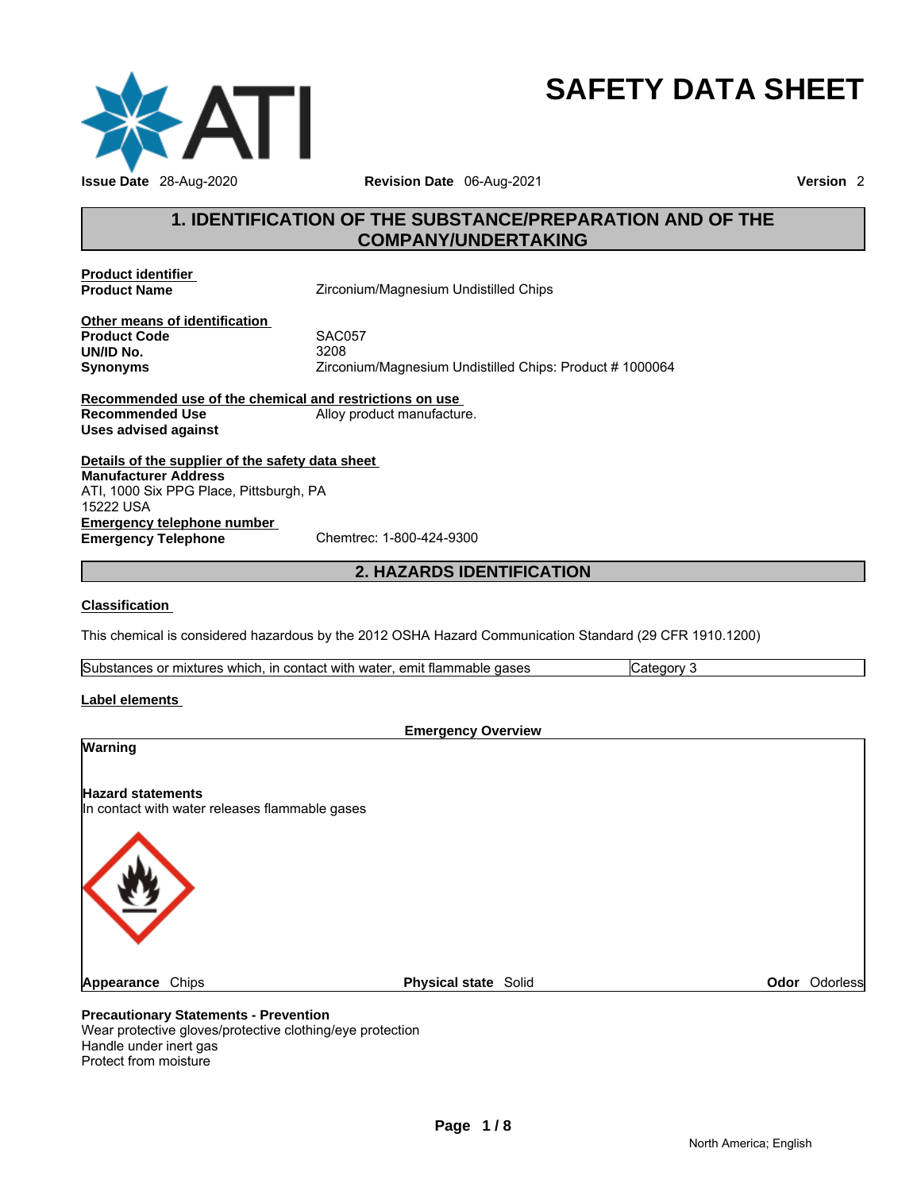# SAFETY DATA SHEET

**Issue Date** 28-Aug-2020 **Revision Date** 06-Aug-2021 **Version** 2

## 1. IDENTIFICATION OF THE SUBSTANCE/PREPARATION AND OF THE COMPANY/UNDERTAKING

**Product identifier**

| | |
|---|---|
| **Product Name** | Zirconium/Magnesium Undistilled Chips |

**Other means of identification**

| | |
|---|---|
| **Product Code** | SAC057 |
| **UN/ID No.** | 3208 |
| **Synonyms** | Zirconium/Magnesium Undistilled Chips: Product # 1000064 |

**Recommended use of the chemical and restrictions on use**

| | |
|---|---|
| **Recommended Use** | Alloy product manufacture. |
| **Uses advised against** | |

**Details of the supplier of the safety data sheet**

**Manufacturer Address**
ATI, 1000 Six PPG Place, Pittsburgh, PA
15222 USA

**Emergency telephone number**

| | |
|---|---|
| **Emergency Telephone** | Chemtrec: 1-800-424-9300 |

## 2. HAZARDS IDENTIFICATION

**Classification**

This chemical is considered hazardous by the 2012 OSHA Hazard Communication Standard (29 CFR 1910.1200)

| | |
|---|---|
| Substances or mixtures which, in contact with water, emit flammable gases | Category 3 |

**Label elements**

**Emergency Overview**

**Warning**

**Hazard statements**
In contact with water releases flammable gases

**Appearance** Chips **Physical state** Solid **Odor** Odorless

**Precautionary Statements - Prevention**
Wear protective gloves/protective clothing/eye protection
Handle under inert gas
Protect from moisture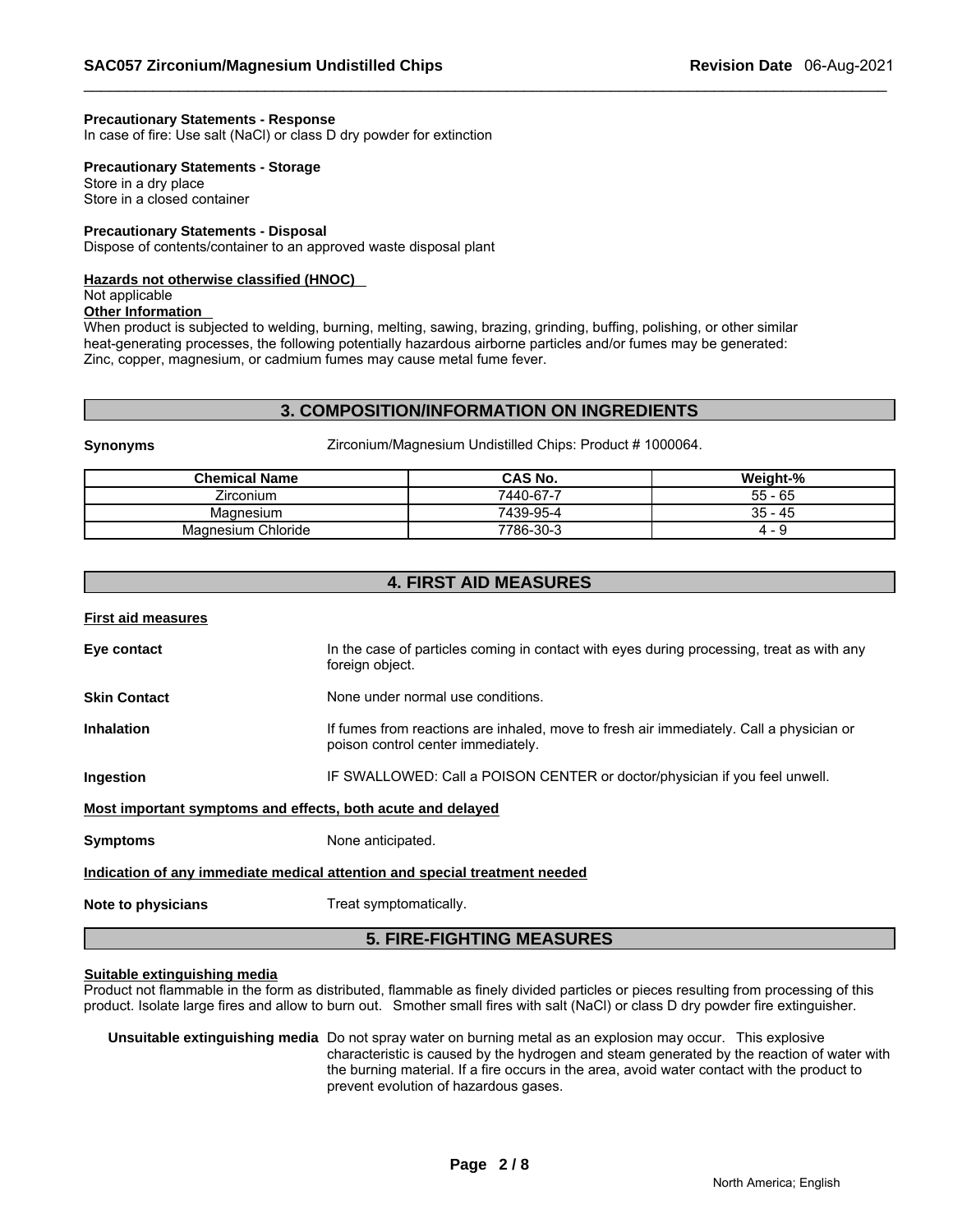**Precautionary Statements - Response**
In case of fire: Use salt (NaCl) or class D dry powder for extinction

**Precautionary Statements - Storage**
Store in a dry place
Store in a closed container

**Precautionary Statements - Disposal**
Dispose of contents/container to an approved waste disposal plant

**Hazards not otherwise classified (HNOC)**
Not applicable
**Other Information**
When product is subjected to welding, burning, melting, sawing, brazing, grinding, buffing, polishing, or other similar heat-generating processes, the following potentially hazardous airborne particles and/or fumes may be generated: Zinc, copper, magnesium, or cadmium fumes may cause metal fume fever.

## 3. COMPOSITION/INFORMATION ON INGREDIENTS

**Synonyms** Zirconium/Magnesium Undistilled Chips: Product # 1000064.

| Chemical Name | CAS No. | Weight-% |
|---|---|---|
| Zirconium | 7440-67-7 | 55 - 65 |
| Magnesium | 7439-95-4 | 35 - 45 |
| Magnesium Chloride | 7786-30-3 | 4 - 9 |

## 4. FIRST AID MEASURES

**First aid measures**

**Eye contact** In the case of particles coming in contact with eyes during processing, treat as with any foreign object.

**Skin Contact** None under normal use conditions.

**Inhalation** If fumes from reactions are inhaled, move to fresh air immediately. Call a physician or poison control center immediately.

**Ingestion** IF SWALLOWED: Call a POISON CENTER or doctor/physician if you feel unwell.

**Most important symptoms and effects, both acute and delayed**

**Symptoms** None anticipated.

**Indication of any immediate medical attention and special treatment needed**

**Note to physicians** Treat symptomatically.

## 5. FIRE-FIGHTING MEASURES

**Suitable extinguishing media**
Product not flammable in the form as distributed, flammable as finely divided particles or pieces resulting from processing of this product. Isolate large fires and allow to burn out. Smother small fires with salt (NaCl) or class D dry powder fire extinguisher.

**Unsuitable extinguishing media** Do not spray water on burning metal as an explosion may occur. This explosive characteristic is caused by the hydrogen and steam generated by the reaction of water with the burning material. If a fire occurs in the area, avoid water contact with the product to prevent evolution of hazardous gases.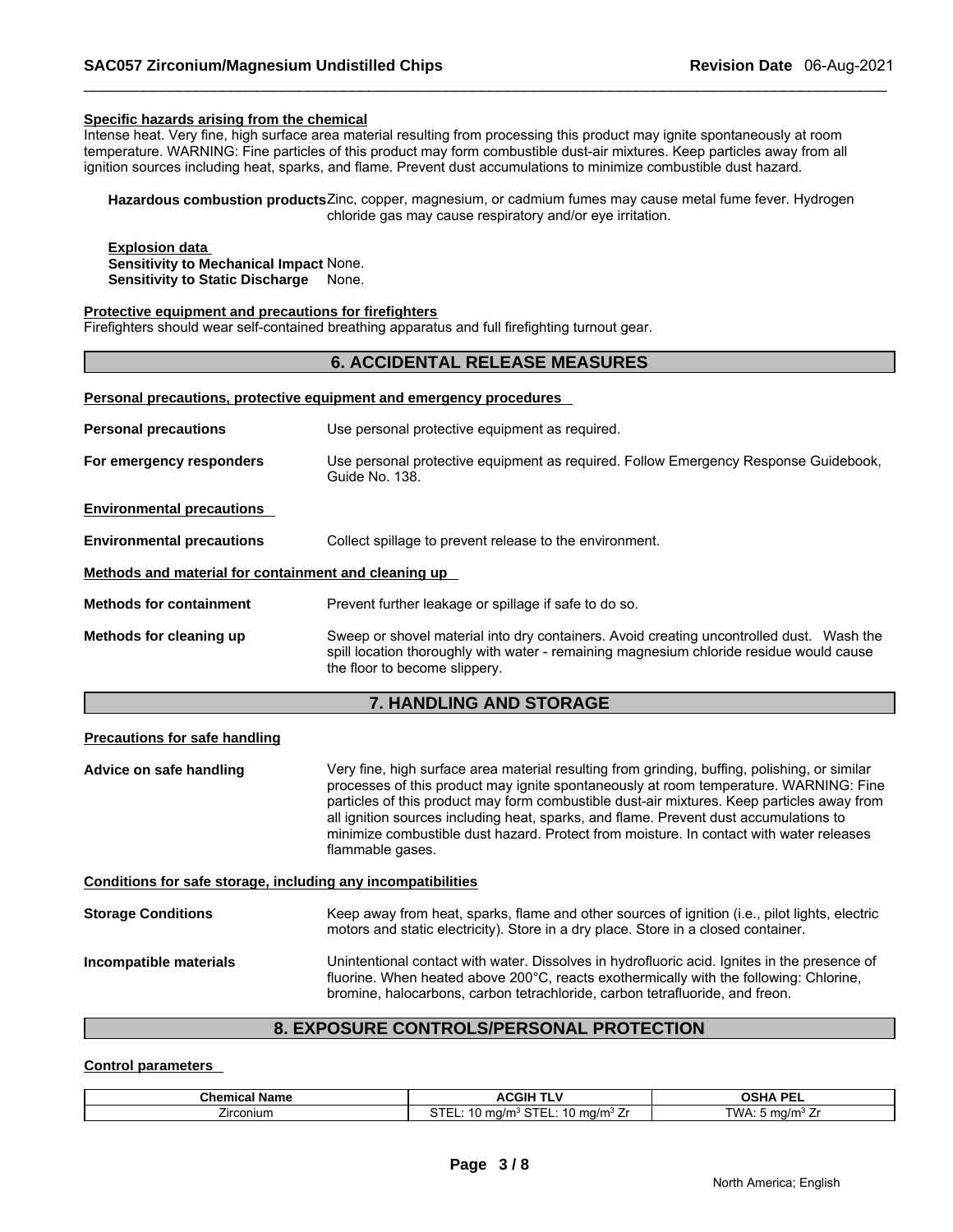**Specific hazards arising from the chemical**

Intense heat. Very fine, high surface area material resulting from processing this product may ignite spontaneously at room temperature. WARNING: Fine particles of this product may form combustible dust-air mixtures. Keep particles away from all ignition sources including heat, sparks, and flame. Prevent dust accumulations to minimize combustible dust hazard.

**Hazardous combustion products** Zinc, copper, magnesium, or cadmium fumes may cause metal fume fever. Hydrogen chloride gas may cause respiratory and/or eye irritation.

**Explosion data**
**Sensitivity to Mechanical Impact** None.
**Sensitivity to Static Discharge** None.

**Protective equipment and precautions for firefighters**

Firefighters should wear self-contained breathing apparatus and full firefighting turnout gear.

## 6. ACCIDENTAL RELEASE MEASURES

**Personal precautions, protective equipment and emergency procedures**

**Personal precautions** Use personal protective equipment as required.

**For emergency responders** Use personal protective equipment as required. Follow Emergency Response Guidebook, Guide No. 138.

**Environmental precautions**

**Environmental precautions** Collect spillage to prevent release to the environment.

**Methods and material for containment and cleaning up**

**Methods for containment** Prevent further leakage or spillage if safe to do so.

**Methods for cleaning up** Sweep or shovel material into dry containers. Avoid creating uncontrolled dust. Wash the spill location thoroughly with water - remaining magnesium chloride residue would cause the floor to become slippery.

## 7. HANDLING AND STORAGE

**Precautions for safe handling**

**Advice on safe handling** Very fine, high surface area material resulting from grinding, buffing, polishing, or similar processes of this product may ignite spontaneously at room temperature. WARNING: Fine particles of this product may form combustible dust-air mixtures. Keep particles away from all ignition sources including heat, sparks, and flame. Prevent dust accumulations to minimize combustible dust hazard. Protect from moisture. In contact with water releases flammable gases.

**Conditions for safe storage, including any incompatibilities**

**Storage Conditions** Keep away from heat, sparks, flame and other sources of ignition (i.e., pilot lights, electric motors and static electricity). Store in a dry place. Store in a closed container.

**Incompatible materials** Unintentional contact with water. Dissolves in hydrofluoric acid. Ignites in the presence of fluorine. When heated above 200°C, reacts exothermically with the following: Chlorine, bromine, halocarbons, carbon tetrachloride, carbon tetrafluoride, and freon.

## 8. EXPOSURE CONTROLS/PERSONAL PROTECTION

**Control parameters**

| Chemical Name | ACGIH TLV | OSHA PEL |
|---|---|---|
| Zirconium | STEL: 10 mg/m³ STEL: 10 mg/m³ Zr | TWA: 5 mg/m³ Zr |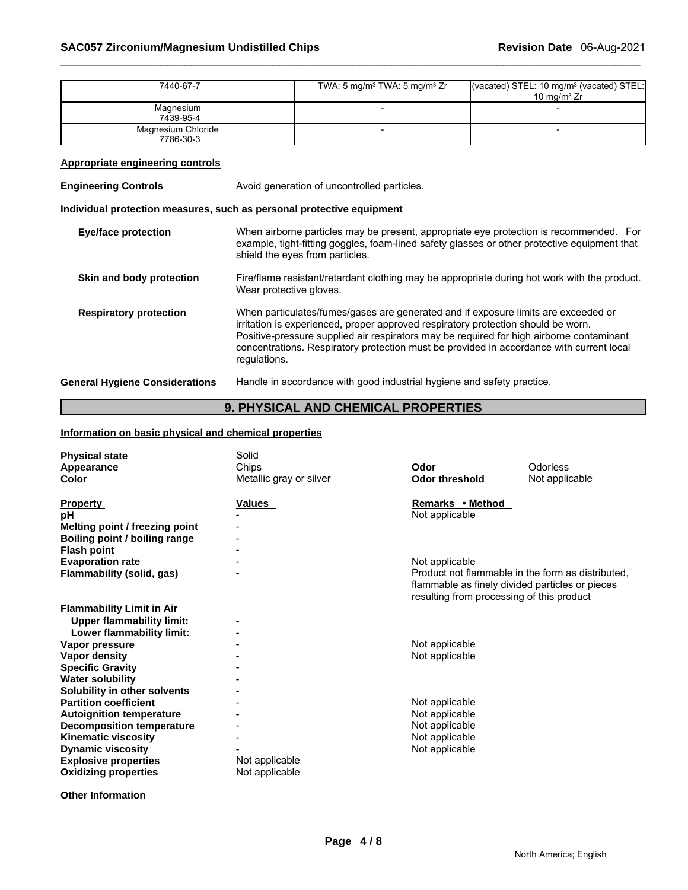| | | |
|---|---|---|
| 7440-67-7 | TWA: 5 mg/m³ TWA: 5 mg/m³ Zr | (vacated) STEL: 10 mg/m³ (vacated) STEL: 10 mg/m³ Zr |
| Magnesium 7439-95-4 | - | - |
| Magnesium Chloride 7786-30-3 | - | - |

**Appropriate engineering controls**

**Engineering Controls** Avoid generation of uncontrolled particles.

**Individual protection measures, such as personal protective equipment**

**Eye/face protection** When airborne particles may be present, appropriate eye protection is recommended. For example, tight-fitting goggles, foam-lined safety glasses or other protective equipment that shield the eyes from particles.

**Skin and body protection** Fire/flame resistant/retardant clothing may be appropriate during hot work with the product. Wear protective gloves.

**Respiratory protection** When particulates/fumes/gases are generated and if exposure limits are exceeded or irritation is experienced, proper approved respiratory protection should be worn. Positive-pressure supplied air respirators may be required for high airborne contaminant concentrations. Respiratory protection must be provided in accordance with current local regulations.

**General Hygiene Considerations** Handle in accordance with good industrial hygiene and safety practice.

## 9. PHYSICAL AND CHEMICAL PROPERTIES

**Information on basic physical and chemical properties**

| | | | |
|---|---|---|---|
| **Physical state** | Solid | | |
| **Appearance** | Chips | **Odor** | Odorless |
| **Color** | Metallic gray or silver | **Odor threshold** | Not applicable |

| **Property** | **Values** | **Remarks • Method** |
|---|---|---|
| **pH** | - | Not applicable |
| **Melting point / freezing point** | - | |
| **Boiling point / boiling range** | - | |
| **Flash point** | - | |
| **Evaporation rate** | - | Not applicable |
| **Flammability (solid, gas)** | - | Product not flammable in the form as distributed, flammable as finely divided particles or pieces resulting from processing of this product |
| **Flammability Limit in Air** | | |
| **Upper flammability limit:** | - | |
| **Lower flammability limit:** | - | |
| **Vapor pressure** | - | Not applicable |
| **Vapor density** | - | Not applicable |
| **Specific Gravity** | - | |
| **Water solubility** | - | |
| **Solubility in other solvents** | - | |
| **Partition coefficient** | - | Not applicable |
| **Autoignition temperature** | - | Not applicable |
| **Decomposition temperature** | - | Not applicable |
| **Kinematic viscosity** | - | Not applicable |
| **Dynamic viscosity** | - | Not applicable |
| **Explosive properties** | Not applicable | |
| **Oxidizing properties** | Not applicable | |

**Other Information**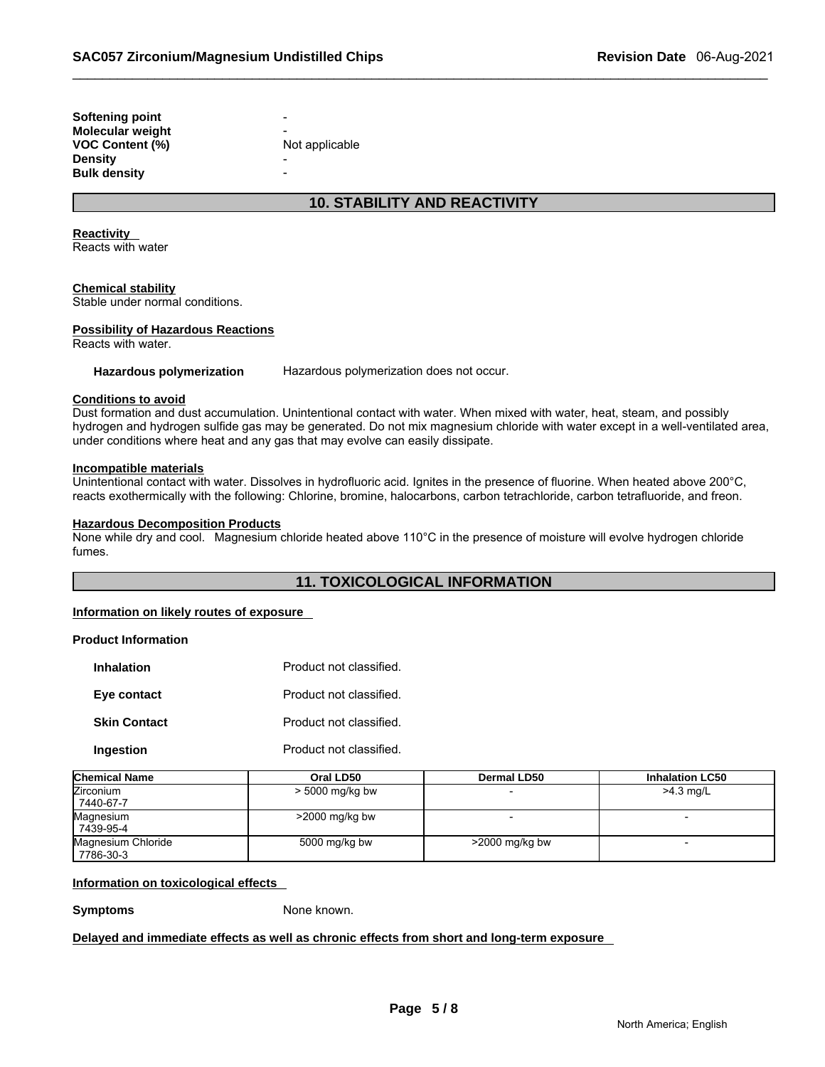| | |
|---|---|
| **Softening point** | - |
| **Molecular weight** | - |
| **VOC Content (%)** | Not applicable |
| **Density** | - |
| **Bulk density** | - |

## 10. STABILITY AND REACTIVITY

**Reactivity**
Reacts with water

**Chemical stability**
Stable under normal conditions.

**Possibility of Hazardous Reactions**
Reacts with water.

**Hazardous polymerization** Hazardous polymerization does not occur.

**Conditions to avoid**
Dust formation and dust accumulation. Unintentional contact with water. When mixed with water, heat, steam, and possibly hydrogen and hydrogen sulfide gas may be generated. Do not mix magnesium chloride with water except in a well-ventilated area, under conditions where heat and any gas that may evolve can easily dissipate.

**Incompatible materials**
Unintentional contact with water. Dissolves in hydrofluoric acid. Ignites in the presence of fluorine. When heated above 200°C, reacts exothermically with the following: Chlorine, bromine, halocarbons, carbon tetrachloride, carbon tetrafluoride, and freon.

**Hazardous Decomposition Products**
None while dry and cool. Magnesium chloride heated above 110°C in the presence of moisture will evolve hydrogen chloride fumes.

## 11. TOXICOLOGICAL INFORMATION

**Information on likely routes of exposure**

**Product Information**

| | |
|---|---|
| **Inhalation** | Product not classified. |
| **Eye contact** | Product not classified. |
| **Skin Contact** | Product not classified. |
| **Ingestion** | Product not classified. |

| Chemical Name | Oral LD50 | Dermal LD50 | Inhalation LC50 |
|---|---|---|---|
| Zirconium<br>7440-67-7 | > 5000 mg/kg bw | - | >4.3 mg/L |
| Magnesium<br>7439-95-4 | >2000 mg/kg bw | - | - |
| Magnesium Chloride<br>7786-30-3 | 5000 mg/kg bw | >2000 mg/kg bw | - |

**Information on toxicological effects**

**Symptoms** None known.

**Delayed and immediate effects as well as chronic effects from short and long-term exposure**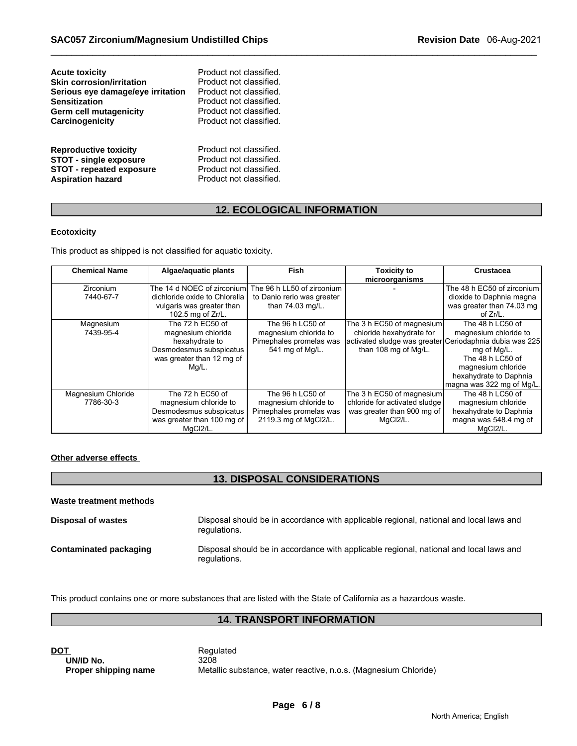**Acute toxicity** Product not classified.
**Skin corrosion/irritation** Product not classified.
**Serious eye damage/eye irritation** Product not classified.
**Sensitization** Product not classified.
**Germ cell mutagenicity** Product not classified.
**Carcinogenicity** Product not classified.

**Reproductive toxicity** Product not classified.
**STOT - single exposure** Product not classified.
**STOT - repeated exposure** Product not classified.
**Aspiration hazard** Product not classified.

## 12. ECOLOGICAL INFORMATION

**Ecotoxicity**

This product as shipped is not classified for aquatic toxicity.

| Chemical Name | Algae/aquatic plants | Fish | Toxicity to microorganisms | Crustacea |
|---|---|---|---|---|
| Zirconium 7440-67-7 | The 14 d NOEC of zirconium dichloride oxide to Chlorella vulgaris was greater than 102.5 mg of Zr/L. | The 96 h LL50 of zirconium to Danio rerio was greater than 74.03 mg/L. | - | The 48 h EC50 of zirconium dioxide to Daphnia magna was greater than 74.03 mg of Zr/L. |
| Magnesium 7439-95-4 | The 72 h EC50 of magnesium chloride hexahydrate to Desmodesmus subspicatus was greater than 12 mg of Mg/L. | The 96 h LC50 of magnesium chloride to Pimephales promelas was 541 mg of Mg/L. | The 3 h EC50 of magnesium chloride hexahydrate for activated sludge was greater than 108 mg of Mg/L. | The 48 h LC50 of magnesium chloride to Ceriodaphnia dubia was 225 mg of Mg/L. The 48 h LC50 of magnesium chloride hexahydrate to Daphnia magna was 322 mg of Mg/L. |
| Magnesium Chloride 7786-30-3 | The 72 h EC50 of magnesium chloride to Desmodesmus subspicatus was greater than 100 mg of $MgCl_2$/L. | The 96 h LC50 of magnesium chloride to Pimephales promelas was 2119.3 mg of $MgCl_2$/L. | The 3 h EC50 of magnesium chloride for activated sludge was greater than 900 mg of $MgCl_2$/L. | The 48 h LC50 of magnesium chloride hexahydrate to Daphnia magna was 548.4 mg of $MgCl_2$/L. |

**Other adverse effects**

## 13. DISPOSAL CONSIDERATIONS

**Waste treatment methods**

**Disposal of wastes** Disposal should be in accordance with applicable regional, national and local laws and regulations.

**Contaminated packaging** Disposal should be in accordance with applicable regional, national and local laws and regulations.

This product contains one or more substances that are listed with the State of California as a hazardous waste.

## 14. TRANSPORT INFORMATION

**DOT** Regulated
**UN/ID No.** 3208
**Proper shipping name** Metallic substance, water reactive, n.o.s. (Magnesium Chloride)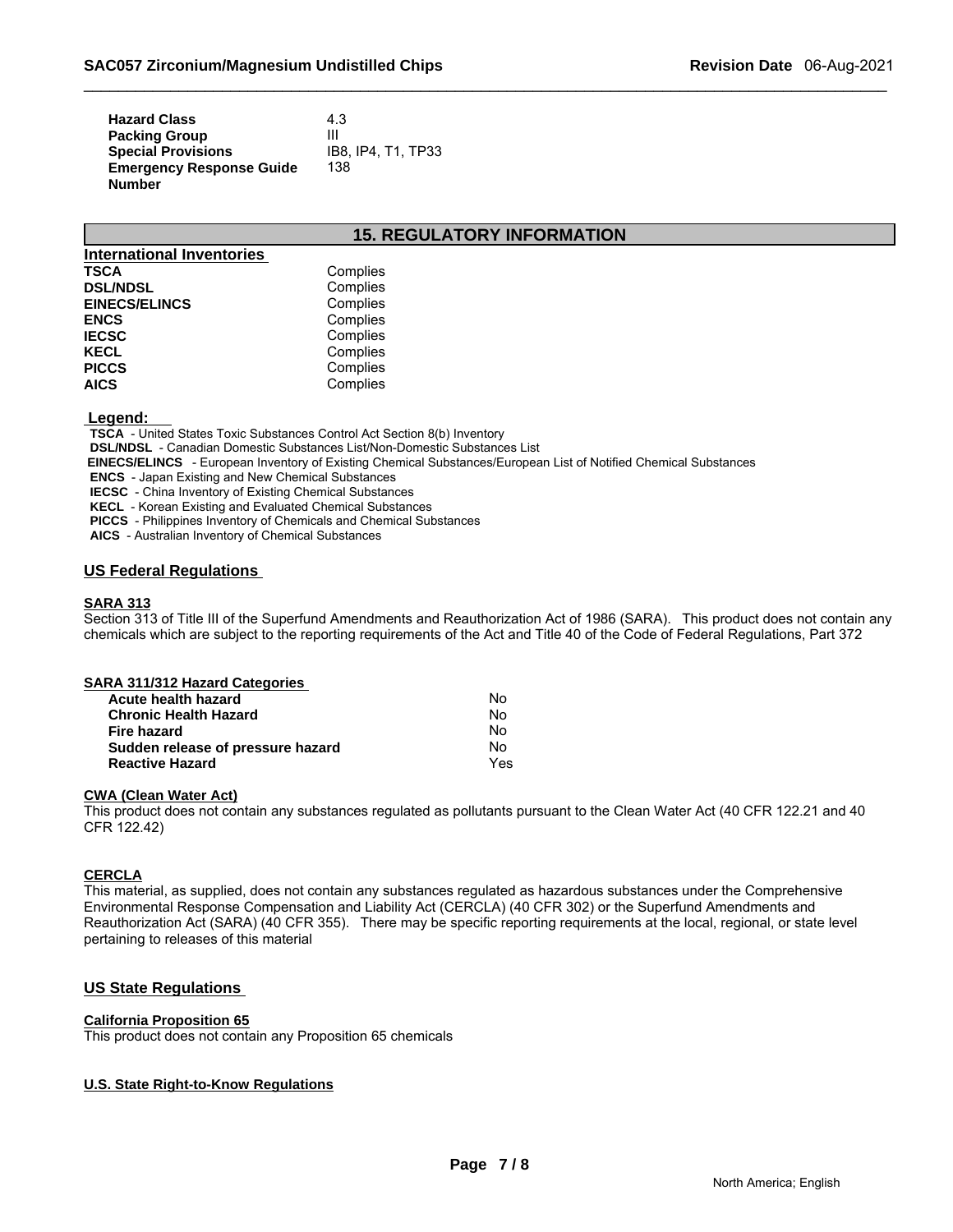| | |
|---|---|
| **Hazard Class** | 4.3 |
| **Packing Group** | III |
| **Special Provisions** | IB8, IP4, T1, TP33 |
| **Emergency Response Guide Number** | 138 |

## 15. REGULATORY INFORMATION

### International Inventories

| | |
|---|---|
| **TSCA** | Complies |
| **DSL/NDSL** | Complies |
| **EINECS/ELINCS** | Complies |
| **ENCS** | Complies |
| **IECSC** | Complies |
| **KECL** | Complies |
| **PICCS** | Complies |
| **AICS** | Complies |

**Legend:**

**TSCA** - United States Toxic Substances Control Act Section 8(b) Inventory
**DSL/NDSL** - Canadian Domestic Substances List/Non-Domestic Substances List
**EINECS/ELINCS** - European Inventory of Existing Chemical Substances/European List of Notified Chemical Substances
**ENCS** - Japan Existing and New Chemical Substances
**IECSC** - China Inventory of Existing Chemical Substances
**KECL** - Korean Existing and Evaluated Chemical Substances
**PICCS** - Philippines Inventory of Chemicals and Chemical Substances
**AICS** - Australian Inventory of Chemical Substances

### US Federal Regulations

**SARA 313**

Section 313 of Title III of the Superfund Amendments and Reauthorization Act of 1986 (SARA). This product does not contain any chemicals which are subject to the reporting requirements of the Act and Title 40 of the Code of Federal Regulations, Part 372

**SARA 311/312 Hazard Categories**

| | |
|---|---|
| **Acute health hazard** | No |
| **Chronic Health Hazard** | No |
| **Fire hazard** | No |
| **Sudden release of pressure hazard** | No |
| **Reactive Hazard** | Yes |

**CWA (Clean Water Act)**

This product does not contain any substances regulated as pollutants pursuant to the Clean Water Act (40 CFR 122.21 and 40 CFR 122.42)

**CERCLA**

This material, as supplied, does not contain any substances regulated as hazardous substances under the Comprehensive Environmental Response Compensation and Liability Act (CERCLA) (40 CFR 302) or the Superfund Amendments and Reauthorization Act (SARA) (40 CFR 355). There may be specific reporting requirements at the local, regional, or state level pertaining to releases of this material

### US State Regulations

**California Proposition 65**

This product does not contain any Proposition 65 chemicals

**U.S. State Right-to-Know Regulations**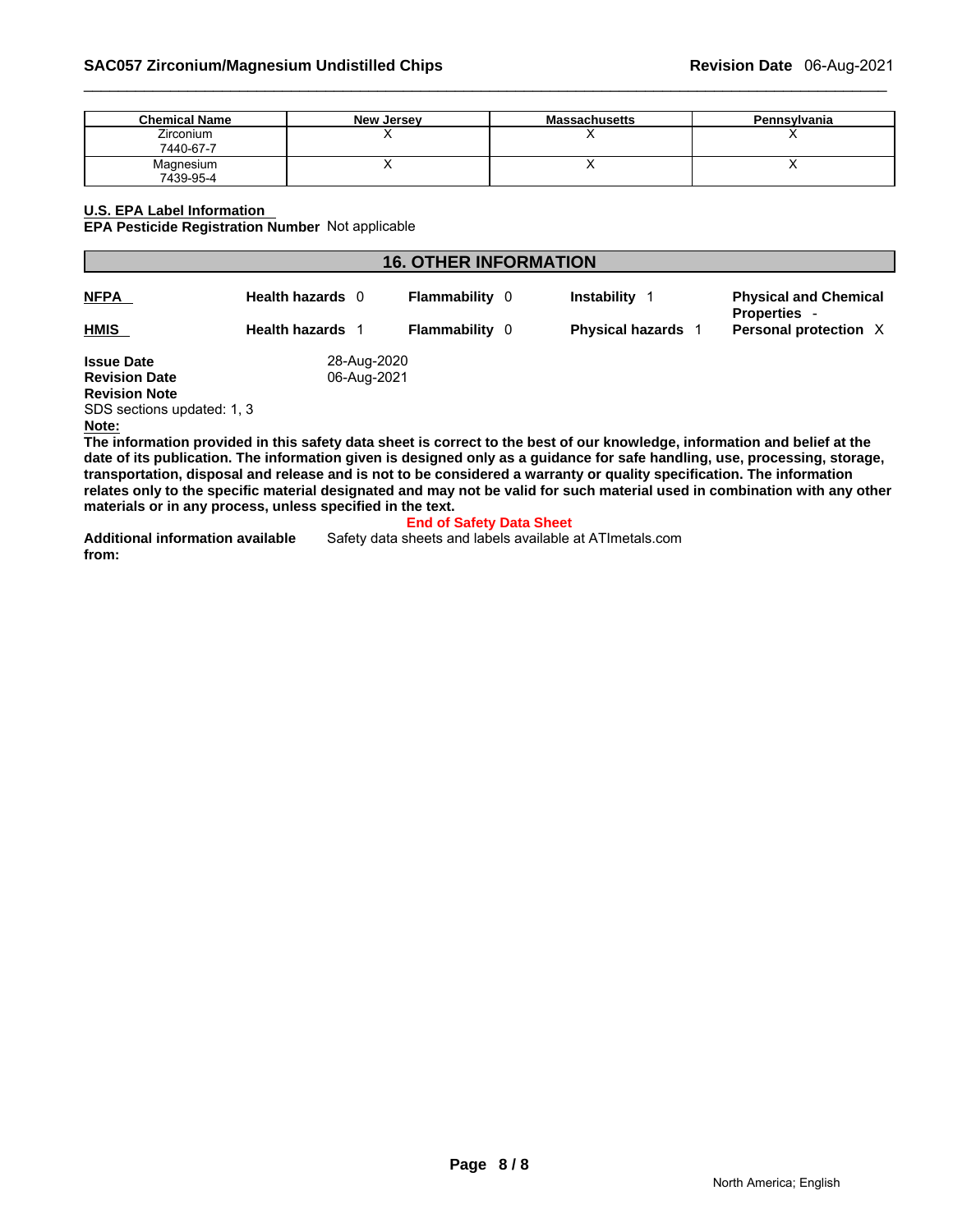| Chemical Name | New Jersey | Massachusetts | Pennsylvania |
| --- | --- | --- | --- |
| Zirconium<br>7440-67-7 | X | X | X |
| Magnesium<br>7439-95-4 | X | X | X |

**U.S. EPA Label Information**

**EPA Pesticide Registration Number** Not applicable

## 16. OTHER INFORMATION

| | | | | |
| --- | --- | --- | --- | --- |
| **NFPA** | **Health hazards** 0 | **Flammability** 0 | **Instability** 1 | **Physical and Chemical Properties** - |
| **HMIS** | **Health hazards** 1 | **Flammability** 0 | **Physical hazards** 1 | **Personal protection** X |

**Issue Date** 28-Aug-2020

**Revision Date** 06-Aug-2021

**Revision Note**

SDS sections updated: 1, 3

**Note:**

**The information provided in this safety data sheet is correct to the best of our knowledge, information and belief at the date of its publication. The information given is designed only as a guidance for safe handling, use, processing, storage, transportation, disposal and release and is not to be considered a warranty or quality specification. The information relates only to the specific material designated and may not be valid for such material used in combination with any other materials or in any process, unless specified in the text.**

**End of Safety Data Sheet**

**Additional information available from:** Safety data sheets and labels available at ATImetals.com

North America; English